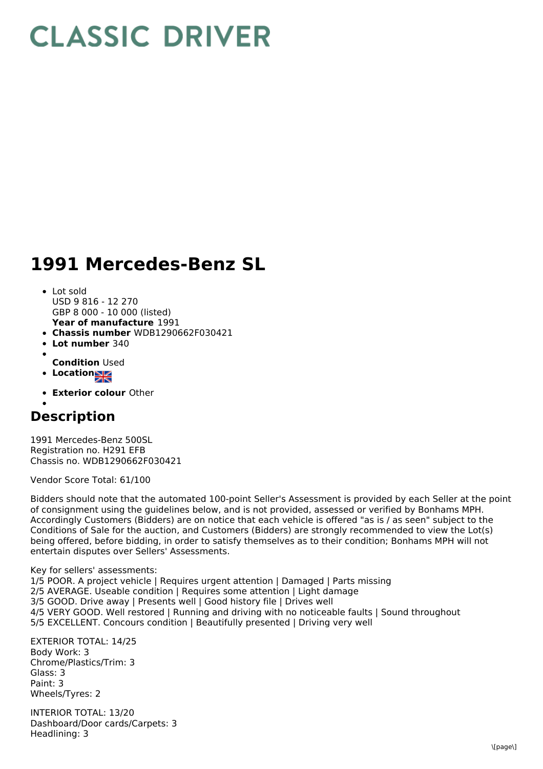# CLASSIC DRIVER

# 1991 Mercedes-Benz SL

- Lot sold
  USD 9 816 - 12 270
  GBP 8 000 - 10 000 (listed)
  **Year of manufacture** 1991
- **Chassis number** WDB1290662F030421
- **Lot number** 340
- 
  **Condition** Used
- **Location**
- **Exterior colour** Other
- 

## Description

1991 Mercedes-Benz 500SL
Registration no. H291 EFB
Chassis no. WDB1290662F030421

Vendor Score Total: 61/100

Bidders should note that the automated 100-point Seller's Assessment is provided by each Seller at the point of consignment using the guidelines below, and is not provided, assessed or verified by Bonhams MPH. Accordingly Customers (Bidders) are on notice that each vehicle is offered "as is / as seen" subject to the Conditions of Sale for the auction, and Customers (Bidders) are strongly recommended to view the Lot(s) being offered, before bidding, in order to satisfy themselves as to their condition; Bonhams MPH will not entertain disputes over Sellers' Assessments.

Key for sellers' assessments:
1/5 POOR. A project vehicle | Requires urgent attention | Damaged | Parts missing
2/5 AVERAGE. Useable condition | Requires some attention | Light damage
3/5 GOOD. Drive away | Presents well | Good history file | Drives well
4/5 VERY GOOD. Well restored | Running and driving with no noticeable faults | Sound throughout
5/5 EXCELLENT. Concours condition | Beautifully presented | Driving very well

EXTERIOR TOTAL: 14/25
Body Work: 3
Chrome/Plastics/Trim: 3
Glass: 3
Paint: 3
Wheels/Tyres: 2

INTERIOR TOTAL: 13/20
Dashboard/Door cards/Carpets: 3
Headlining: 3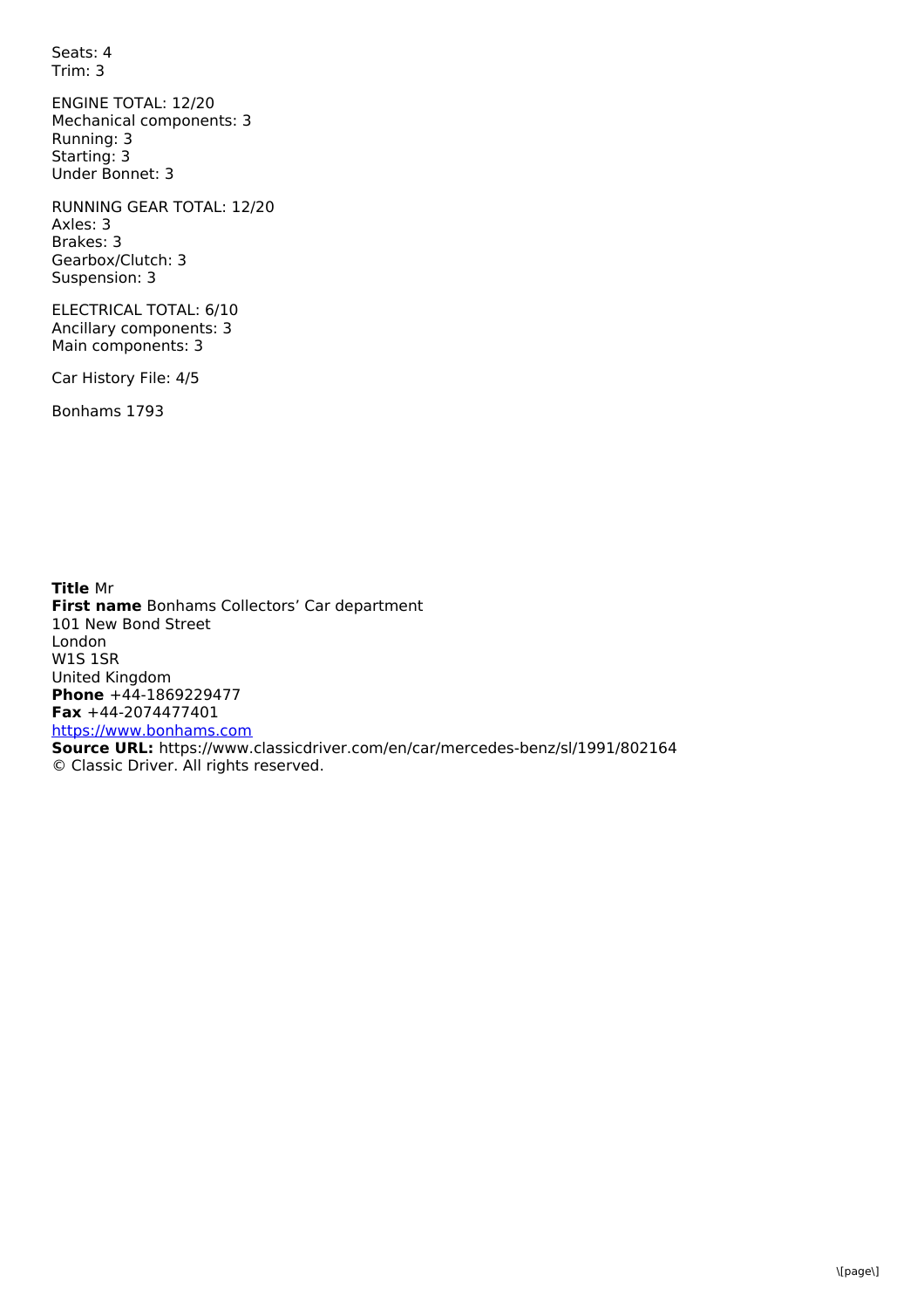Seats: 4
Trim: 3

ENGINE TOTAL: 12/20
Mechanical components: 3
Running: 3
Starting: 3
Under Bonnet: 3

RUNNING GEAR TOTAL: 12/20
Axles: 3
Brakes: 3
Gearbox/Clutch: 3
Suspension: 3

ELECTRICAL TOTAL: 6/10
Ancillary components: 3
Main components: 3

Car History File: 4/5

Bonhams 1793

**Title** Mr
**First name** Bonhams Collectors' Car department
101 New Bond Street
London
W1S 1SR
United Kingdom
**Phone** +44-1869229477
**Fax** +44-2074477401
[https://www.bonhams.com](https://www.bonhams.com)
**Source URL:** https://www.classicdriver.com/en/car/mercedes-benz/sl/1991/802164
© Classic Driver. All rights reserved.